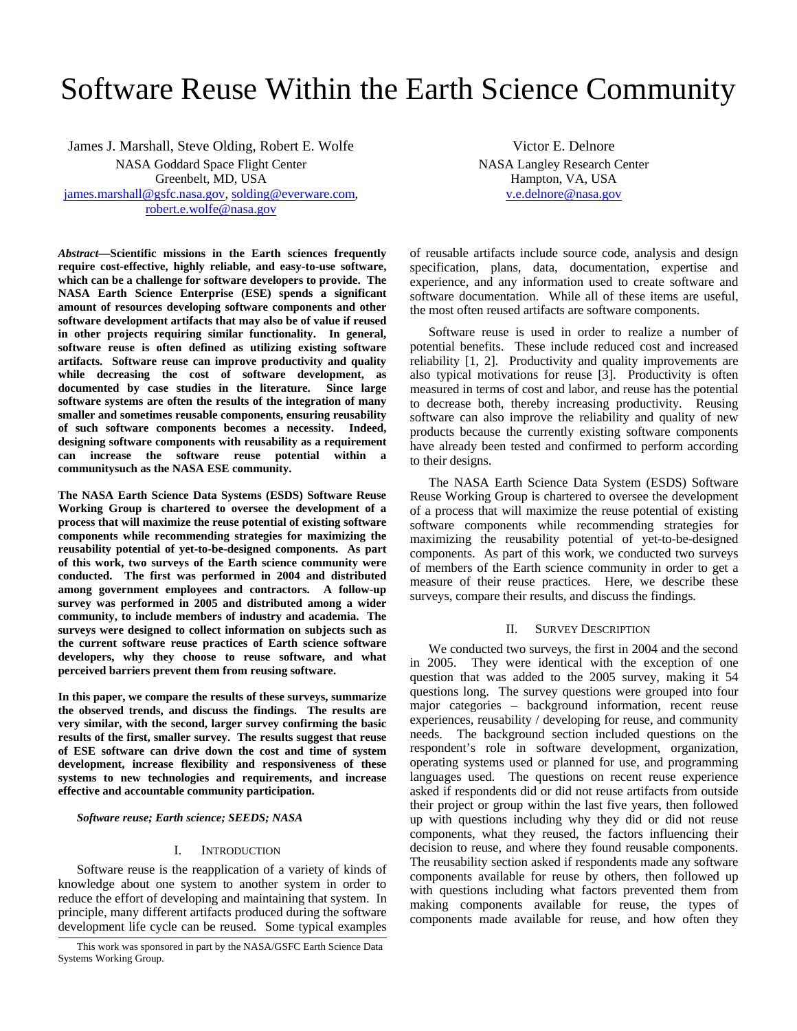# Software Reuse Within the Earth Science Community

James J. Marshall, Steve Olding, Robert E. Wolfe
NASA Goddard Space Flight Center
Greenbelt, MD, USA
james.marshall@gsfc.nasa.gov, solding@everware.com, robert.e.wolfe@nasa.gov

Victor E. Delnore
NASA Langley Research Center
Hampton, VA, USA
v.e.delnore@nasa.gov

***Abstract*—Scientific missions in the Earth sciences frequently require cost-effective, highly reliable, and easy-to-use software, which can be a challenge for software developers to provide. The NASA Earth Science Enterprise (ESE) spends a significant amount of resources developing software components and other software development artifacts that may also be of value if reused in other projects requiring similar functionality. In general, software reuse is often defined as utilizing existing software artifacts. Software reuse can improve productivity and quality while decreasing the cost of software development, as documented by case studies in the literature. Since large software systems are often the results of the integration of many smaller and sometimes reusable components, ensuring reusability of such software components becomes a necessity. Indeed, designing software components with reusability as a requirement can increase the software reuse potential within a communitysuch as the NASA ESE community.**

**The NASA Earth Science Data Systems (ESDS) Software Reuse Working Group is chartered to oversee the development of a process that will maximize the reuse potential of existing software components while recommending strategies for maximizing the reusability potential of yet-to-be-designed components. As part of this work, two surveys of the Earth science community were conducted. The first was performed in 2004 and distributed among government employees and contractors. A follow-up survey was performed in 2005 and distributed among a wider community, to include members of industry and academia. The surveys were designed to collect information on subjects such as the current software reuse practices of Earth science software developers, why they choose to reuse software, and what perceived barriers prevent them from reusing software.**

**In this paper, we compare the results of these surveys, summarize the observed trends, and discuss the findings. The results are very similar, with the second, larger survey confirming the basic results of the first, smaller survey. The results suggest that reuse of ESE software can drive down the cost and time of system development, increase flexibility and responsiveness of these systems to new technologies and requirements, and increase effective and accountable community participation.**

***Software reuse; Earth science; SEEDS; NASA***

## I. Introduction

Software reuse is the reapplication of a variety of kinds of knowledge about one system to another system in order to reduce the effort of developing and maintaining that system. In principle, many different artifacts produced during the software development life cycle can be reused. Some typical examples of reusable artifacts include source code, analysis and design specification, plans, data, documentation, expertise and experience, and any information used to create software and software documentation. While all of these items are useful, the most often reused artifacts are software components.

Software reuse is used in order to realize a number of potential benefits. These include reduced cost and increased reliability [1, 2]. Productivity and quality improvements are also typical motivations for reuse [3]. Productivity is often measured in terms of cost and labor, and reuse has the potential to decrease both, thereby increasing productivity. Reusing software can also improve the reliability and quality of new products because the currently existing software components have already been tested and confirmed to perform according to their designs.

The NASA Earth Science Data System (ESDS) Software Reuse Working Group is chartered to oversee the development of a process that will maximize the reuse potential of existing software components while recommending strategies for maximizing the reusability potential of yet-to-be-designed components. As part of this work, we conducted two surveys of members of the Earth science community in order to get a measure of their reuse practices. Here, we describe these surveys, compare their results, and discuss the findings.

## II. Survey Description

We conducted two surveys, the first in 2004 and the second in 2005. They were identical with the exception of one question that was added to the 2005 survey, making it 54 questions long. The survey questions were grouped into four major categories – background information, recent reuse experiences, reusability / developing for reuse, and community needs. The background section included questions on the respondent's role in software development, organization, operating systems used or planned for use, and programming languages used. The questions on recent reuse experience asked if respondents did or did not reuse artifacts from outside their project or group within the last five years, then followed up with questions including why they did or did not reuse components, what they reused, the factors influencing their decision to reuse, and where they found reusable components. The reusability section asked if respondents made any software components available for reuse by others, then followed up with questions including what factors prevented them from making components available for reuse, the types of components made available for reuse, and how often they

This work was sponsored in part by the NASA/GSFC Earth Science Data Systems Working Group.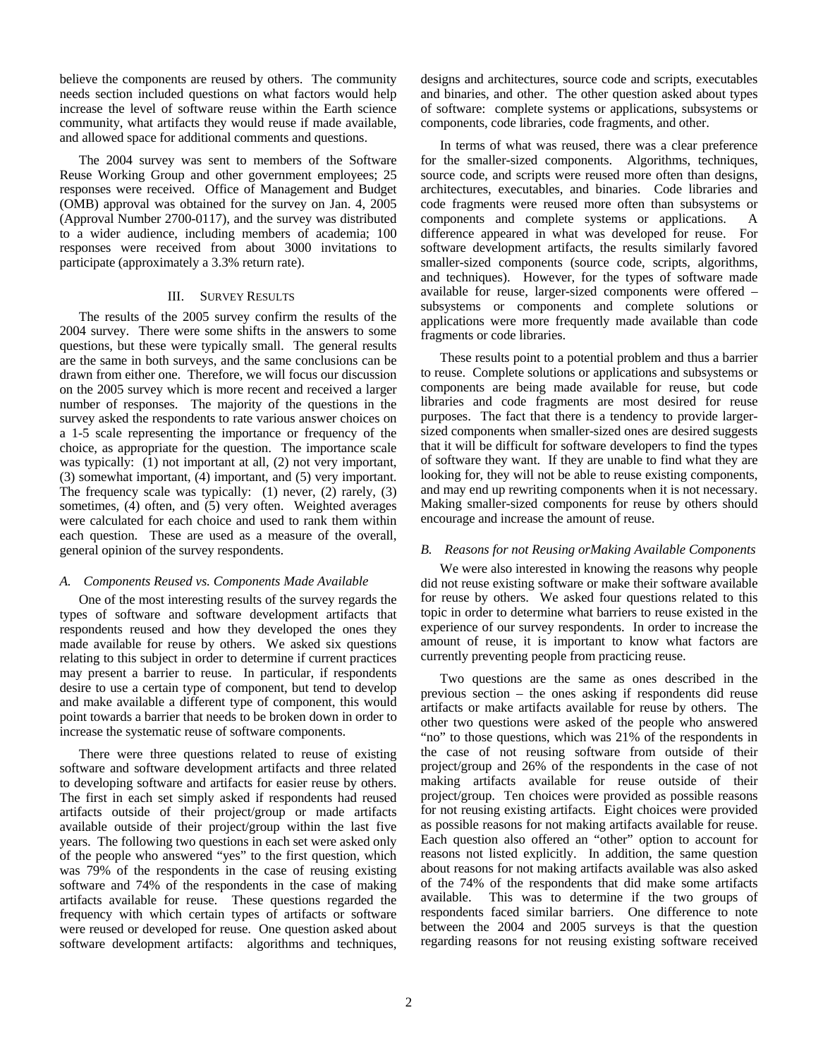believe the components are reused by others. The community needs section included questions on what factors would help increase the level of software reuse within the Earth science community, what artifacts they would reuse if made available, and allowed space for additional comments and questions.

The 2004 survey was sent to members of the Software Reuse Working Group and other government employees; 25 responses were received. Office of Management and Budget (OMB) approval was obtained for the survey on Jan. 4, 2005 (Approval Number 2700-0117), and the survey was distributed to a wider audience, including members of academia; 100 responses were received from about 3000 invitations to participate (approximately a 3.3% return rate).

## III. Survey Results

The results of the 2005 survey confirm the results of the 2004 survey. There were some shifts in the answers to some questions, but these were typically small. The general results are the same in both surveys, and the same conclusions can be drawn from either one. Therefore, we will focus our discussion on the 2005 survey which is more recent and received a larger number of responses. The majority of the questions in the survey asked the respondents to rate various answer choices on a 1-5 scale representing the importance or frequency of the choice, as appropriate for the question. The importance scale was typically: (1) not important at all, (2) not very important, (3) somewhat important, (4) important, and (5) very important. The frequency scale was typically: (1) never, (2) rarely, (3) sometimes, (4) often, and (5) very often. Weighted averages were calculated for each choice and used to rank them within each question. These are used as a measure of the overall, general opinion of the survey respondents.

### *A. Components Reused vs. Components Made Available*

One of the most interesting results of the survey regards the types of software and software development artifacts that respondents reused and how they developed the ones they made available for reuse by others. We asked six questions relating to this subject in order to determine if current practices may present a barrier to reuse. In particular, if respondents desire to use a certain type of component, but tend to develop and make available a different type of component, this would point towards a barrier that needs to be broken down in order to increase the systematic reuse of software components.

There were three questions related to reuse of existing software and software development artifacts and three related to developing software and artifacts for easier reuse by others. The first in each set simply asked if respondents had reused artifacts outside of their project/group or made artifacts available outside of their project/group within the last five years. The following two questions in each set were asked only of the people who answered "yes" to the first question, which was 79% of the respondents in the case of reusing existing software and 74% of the respondents in the case of making artifacts available for reuse. These questions regarded the frequency with which certain types of artifacts or software were reused or developed for reuse. One question asked about software development artifacts: algorithms and techniques, designs and architectures, source code and scripts, executables and binaries, and other. The other question asked about types of software: complete systems or applications, subsystems or components, code libraries, code fragments, and other.

In terms of what was reused, there was a clear preference for the smaller-sized components. Algorithms, techniques, source code, and scripts were reused more often than designs, architectures, executables, and binaries. Code libraries and code fragments were reused more often than subsystems or components and complete systems or applications. A difference appeared in what was developed for reuse. For software development artifacts, the results similarly favored smaller-sized components (source code, scripts, algorithms, and techniques). However, for the types of software made available for reuse, larger-sized components were offered – subsystems or components and complete solutions or applications were more frequently made available than code fragments or code libraries.

These results point to a potential problem and thus a barrier to reuse. Complete solutions or applications and subsystems or components are being made available for reuse, but code libraries and code fragments are most desired for reuse purposes. The fact that there is a tendency to provide larger-sized components when smaller-sized ones are desired suggests that it will be difficult for software developers to find the types of software they want. If they are unable to find what they are looking for, they will not be able to reuse existing components, and may end up rewriting components when it is not necessary. Making smaller-sized components for reuse by others should encourage and increase the amount of reuse.

### *B. Reasons for not Reusing orMaking Available Components*

We were also interested in knowing the reasons why people did not reuse existing software or make their software available for reuse by others. We asked four questions related to this topic in order to determine what barriers to reuse existed in the experience of our survey respondents. In order to increase the amount of reuse, it is important to know what factors are currently preventing people from practicing reuse.

Two questions are the same as ones described in the previous section – the ones asking if respondents did reuse artifacts or make artifacts available for reuse by others. The other two questions were asked of the people who answered "no" to those questions, which was 21% of the respondents in the case of not reusing software from outside of their project/group and 26% of the respondents in the case of not making artifacts available for reuse outside of their project/group. Ten choices were provided as possible reasons for not reusing existing artifacts. Eight choices were provided as possible reasons for not making artifacts available for reuse. Each question also offered an "other" option to account for reasons not listed explicitly. In addition, the same question about reasons for not making artifacts available was also asked of the 74% of the respondents that did make some artifacts available. This was to determine if the two groups of respondents faced similar barriers. One difference to note between the 2004 and 2005 surveys is that the question regarding reasons for not reusing existing software received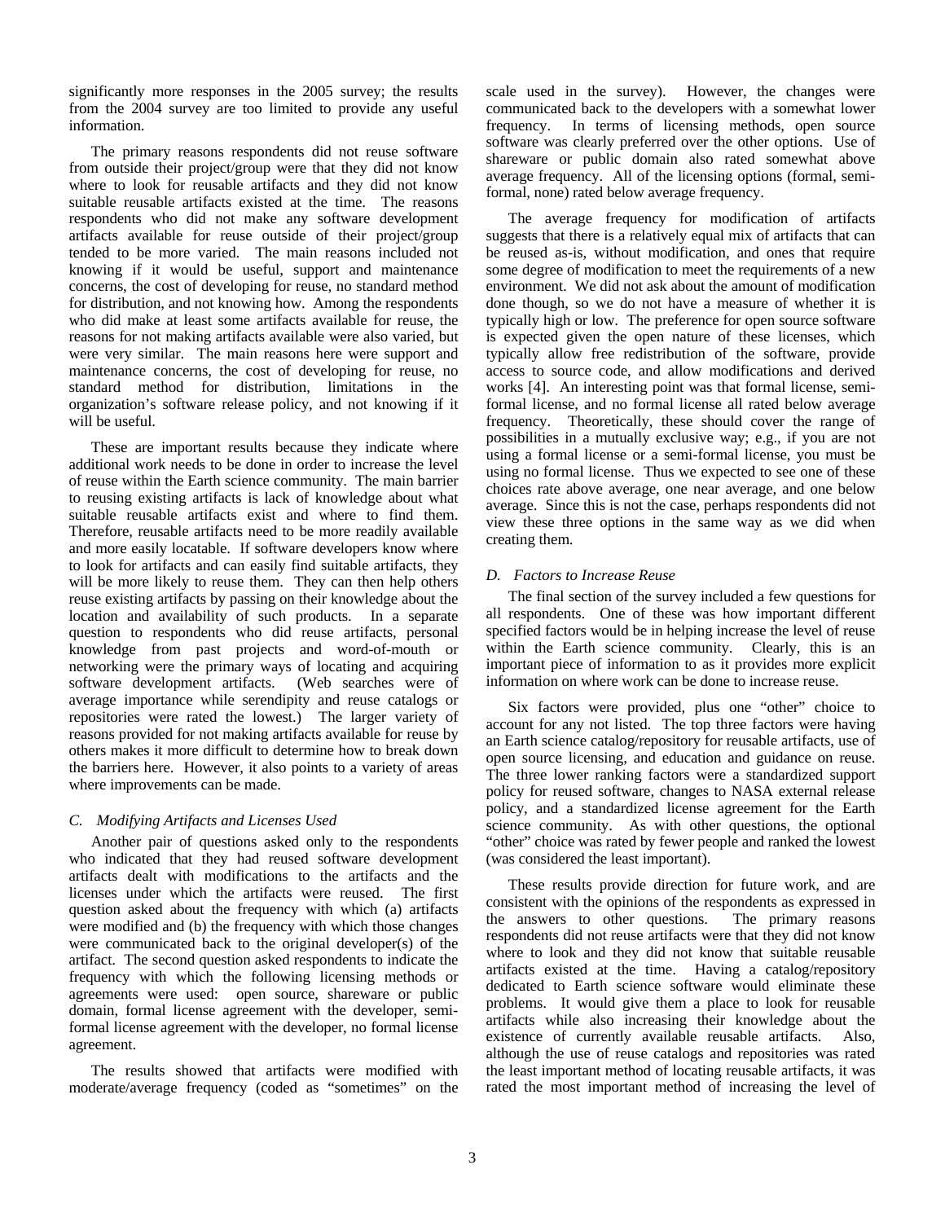significantly more responses in the 2005 survey; the results from the 2004 survey are too limited to provide any useful information.

The primary reasons respondents did not reuse software from outside their project/group were that they did not know where to look for reusable artifacts and they did not know suitable reusable artifacts existed at the time. The reasons respondents who did not make any software development artifacts available for reuse outside of their project/group tended to be more varied. The main reasons included not knowing if it would be useful, support and maintenance concerns, the cost of developing for reuse, no standard method for distribution, and not knowing how. Among the respondents who did make at least some artifacts available for reuse, the reasons for not making artifacts available were also varied, but were very similar. The main reasons here were support and maintenance concerns, the cost of developing for reuse, no standard method for distribution, limitations in the organization's software release policy, and not knowing if it will be useful.

These are important results because they indicate where additional work needs to be done in order to increase the level of reuse within the Earth science community. The main barrier to reusing existing artifacts is lack of knowledge about what suitable reusable artifacts exist and where to find them. Therefore, reusable artifacts need to be more readily available and more easily locatable. If software developers know where to look for artifacts and can easily find suitable artifacts, they will be more likely to reuse them. They can then help others reuse existing artifacts by passing on their knowledge about the location and availability of such products. In a separate question to respondents who did reuse artifacts, personal knowledge from past projects and word-of-mouth or networking were the primary ways of locating and acquiring software development artifacts. (Web searches were of average importance while serendipity and reuse catalogs or repositories were rated the lowest.) The larger variety of reasons provided for not making artifacts available for reuse by others makes it more difficult to determine how to break down the barriers here. However, it also points to a variety of areas where improvements can be made.

### *C. Modifying Artifacts and Licenses Used*

Another pair of questions asked only to the respondents who indicated that they had reused software development artifacts dealt with modifications to the artifacts and the licenses under which the artifacts were reused. The first question asked about the frequency with which (a) artifacts were modified and (b) the frequency with which those changes were communicated back to the original developer(s) of the artifact. The second question asked respondents to indicate the frequency with which the following licensing methods or agreements were used: open source, shareware or public domain, formal license agreement with the developer, semi-formal license agreement with the developer, no formal license agreement.

The results showed that artifacts were modified with moderate/average frequency (coded as "sometimes" on the scale used in the survey). However, the changes were communicated back to the developers with a somewhat lower frequency. In terms of licensing methods, open source software was clearly preferred over the other options. Use of shareware or public domain also rated somewhat above average frequency. All of the licensing options (formal, semi-formal, none) rated below average frequency.

The average frequency for modification of artifacts suggests that there is a relatively equal mix of artifacts that can be reused as-is, without modification, and ones that require some degree of modification to meet the requirements of a new environment. We did not ask about the amount of modification done though, so we do not have a measure of whether it is typically high or low. The preference for open source software is expected given the open nature of these licenses, which typically allow free redistribution of the software, provide access to source code, and allow modifications and derived works [4]. An interesting point was that formal license, semi-formal license, and no formal license all rated below average frequency. Theoretically, these should cover the range of possibilities in a mutually exclusive way; e.g., if you are not using a formal license or a semi-formal license, you must be using no formal license. Thus we expected to see one of these choices rate above average, one near average, and one below average. Since this is not the case, perhaps respondents did not view these three options in the same way as we did when creating them.

### *D. Factors to Increase Reuse*

The final section of the survey included a few questions for all respondents. One of these was how important different specified factors would be in helping increase the level of reuse within the Earth science community. Clearly, this is an important piece of information to as it provides more explicit information on where work can be done to increase reuse.

Six factors were provided, plus one "other" choice to account for any not listed. The top three factors were having an Earth science catalog/repository for reusable artifacts, use of open source licensing, and education and guidance on reuse. The three lower ranking factors were a standardized support policy for reused software, changes to NASA external release policy, and a standardized license agreement for the Earth science community. As with other questions, the optional "other" choice was rated by fewer people and ranked the lowest (was considered the least important).

These results provide direction for future work, and are consistent with the opinions of the respondents as expressed in the answers to other questions. The primary reasons respondents did not reuse artifacts were that they did not know where to look and they did not know that suitable reusable artifacts existed at the time. Having a catalog/repository dedicated to Earth science software would eliminate these problems. It would give them a place to look for reusable artifacts while also increasing their knowledge about the existence of currently available reusable artifacts. Also, although the use of reuse catalogs and repositories was rated the least important method of locating reusable artifacts, it was rated the most important method of increasing the level of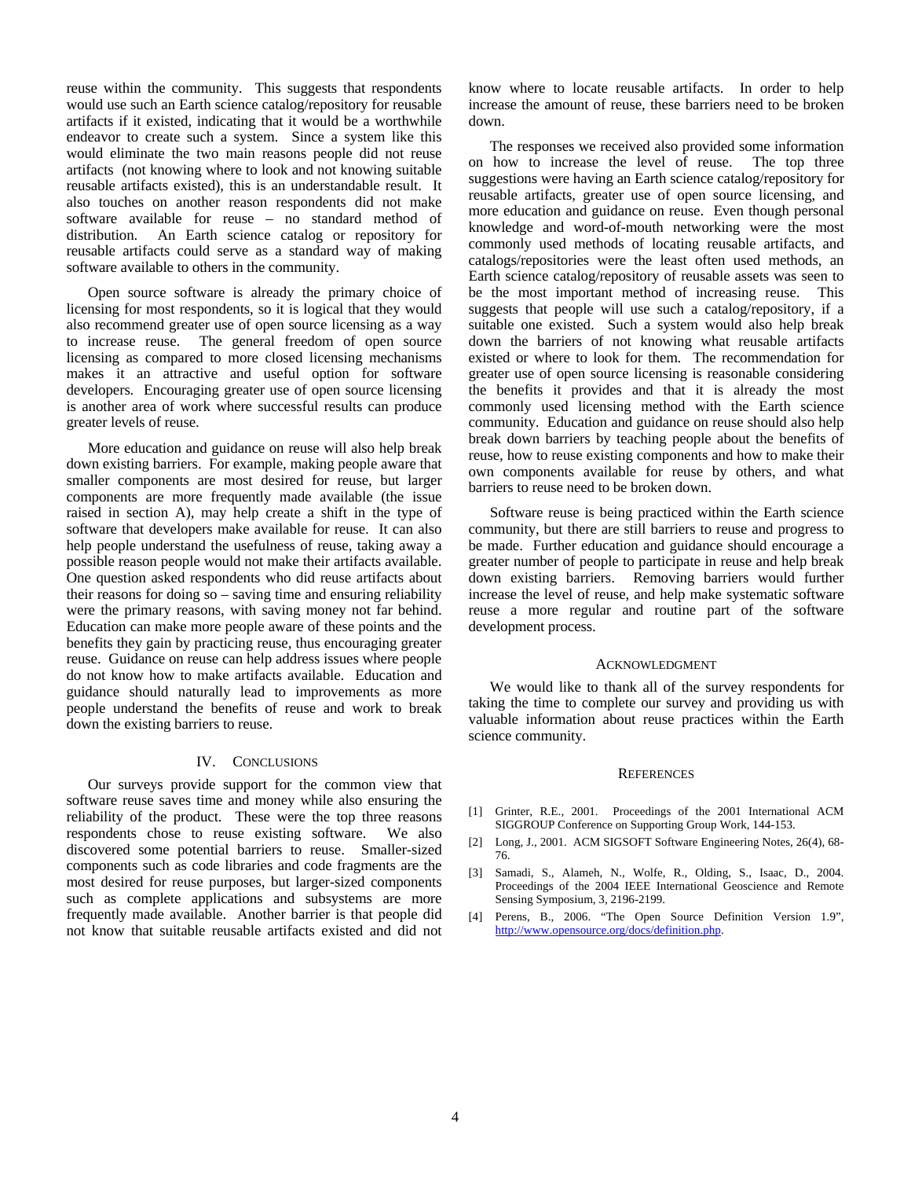reuse within the community. This suggests that respondents would use such an Earth science catalog/repository for reusable artifacts if it existed, indicating that it would be a worthwhile endeavor to create such a system. Since a system like this would eliminate the two main reasons people did not reuse artifacts (not knowing where to look and not knowing suitable reusable artifacts existed), this is an understandable result. It also touches on another reason respondents did not make software available for reuse – no standard method of distribution. An Earth science catalog or repository for reusable artifacts could serve as a standard way of making software available to others in the community.

Open source software is already the primary choice of licensing for most respondents, so it is logical that they would also recommend greater use of open source licensing as a way to increase reuse. The general freedom of open source licensing as compared to more closed licensing mechanisms makes it an attractive and useful option for software developers. Encouraging greater use of open source licensing is another area of work where successful results can produce greater levels of reuse.

More education and guidance on reuse will also help break down existing barriers. For example, making people aware that smaller components are most desired for reuse, but larger components are more frequently made available (the issue raised in section A), may help create a shift in the type of software that developers make available for reuse. It can also help people understand the usefulness of reuse, taking away a possible reason people would not make their artifacts available. One question asked respondents who did reuse artifacts about their reasons for doing so – saving time and ensuring reliability were the primary reasons, with saving money not far behind. Education can make more people aware of these points and the benefits they gain by practicing reuse, thus encouraging greater reuse. Guidance on reuse can help address issues where people do not know how to make artifacts available. Education and guidance should naturally lead to improvements as more people understand the benefits of reuse and work to break down the existing barriers to reuse.

## IV. Conclusions

Our surveys provide support for the common view that software reuse saves time and money while also ensuring the reliability of the product. These were the top three reasons respondents chose to reuse existing software. We also discovered some potential barriers to reuse. Smaller-sized components such as code libraries and code fragments are the most desired for reuse purposes, but larger-sized components such as complete applications and subsystems are more frequently made available. Another barrier is that people did not know that suitable reusable artifacts existed and did not know where to locate reusable artifacts. In order to help increase the amount of reuse, these barriers need to be broken down.

The responses we received also provided some information on how to increase the level of reuse. The top three suggestions were having an Earth science catalog/repository for reusable artifacts, greater use of open source licensing, and more education and guidance on reuse. Even though personal knowledge and word-of-mouth networking were the most commonly used methods of locating reusable artifacts, and catalogs/repositories were the least often used methods, an Earth science catalog/repository of reusable assets was seen to be the most important method of increasing reuse. This suggests that people will use such a catalog/repository, if a suitable one existed. Such a system would also help break down the barriers of not knowing what reusable artifacts existed or where to look for them. The recommendation for greater use of open source licensing is reasonable considering the benefits it provides and that it is already the most commonly used licensing method with the Earth science community. Education and guidance on reuse should also help break down barriers by teaching people about the benefits of reuse, how to reuse existing components and how to make their own components available for reuse by others, and what barriers to reuse need to be broken down.

Software reuse is being practiced within the Earth science community, but there are still barriers to reuse and progress to be made. Further education and guidance should encourage a greater number of people to participate in reuse and help break down existing barriers. Removing barriers would further increase the level of reuse, and help make systematic software reuse a more regular and routine part of the software development process.

## Acknowledgment

We would like to thank all of the survey respondents for taking the time to complete our survey and providing us with valuable information about reuse practices within the Earth science community.

## References

[1] Grinter, R.E., 2001. Proceedings of the 2001 International ACM SIGGROUP Conference on Supporting Group Work, 144-153.

[2] Long, J., 2001. ACM SIGSOFT Software Engineering Notes, 26(4), 68-76.

[3] Samadi, S., Alameh, N., Wolfe, R., Olding, S., Isaac, D., 2004. Proceedings of the 2004 IEEE International Geoscience and Remote Sensing Symposium, 3, 2196-2199.

[4] Perens, B., 2006. "The Open Source Definition Version 1.9", http://www.opensource.org/docs/definition.php.